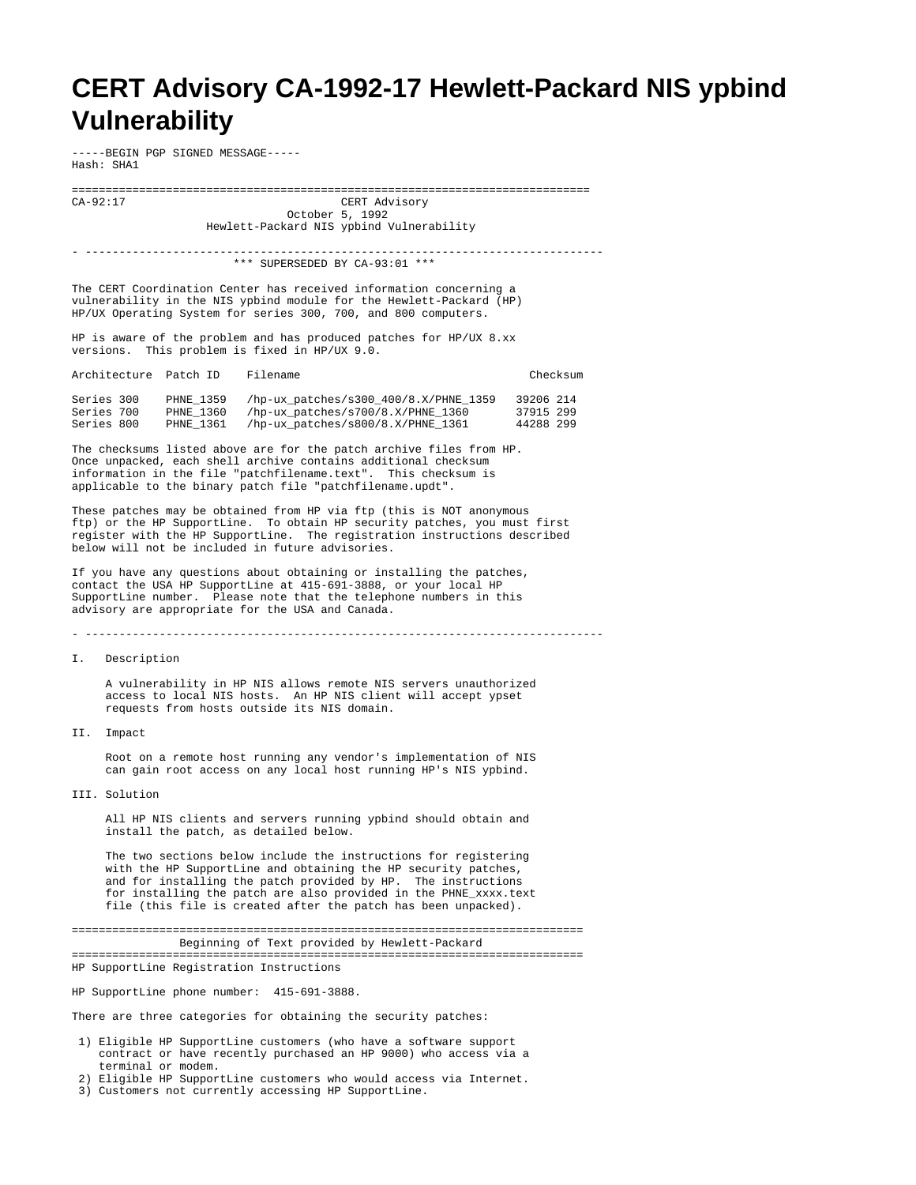# CERT Advisory CA-1992-17 Hewlett-Packard NIS ypbind Vulnerability

-----BEGIN PGP SIGNED MESSAGE-----
Hash: SHA1

===========================================================================
CA-92:17 CERT Advisory
October 5, 1992
Hewlett-Packard NIS ypbind Vulnerability

- ---------------------------------------------------------------------------

*** SUPERSEDED BY CA-93:01 ***

The CERT Coordination Center has received information concerning a vulnerability in the NIS ypbind module for the Hewlett-Packard (HP) HP/UX Operating System for series 300, 700, and 800 computers.

HP is aware of the problem and has produced patches for HP/UX 8.xx versions. This problem is fixed in HP/UX 9.0.

| Architecture | Patch ID | Filename | Checksum |
|---|---|---|---|
| Series 300 | PHNE_1359 | /hp-ux_patches/s300_400/8.X/PHNE_1359 | 39206 214 |
| Series 700 | PHNE_1360 | /hp-ux_patches/s700/8.X/PHNE_1360 | 37915 299 |
| Series 800 | PHNE_1361 | /hp-ux_patches/s800/8.X/PHNE_1361 | 44288 299 |

The checksums listed above are for the patch archive files from HP. Once unpacked, each shell archive contains additional checksum information in the file "patchfilename.text". This checksum is applicable to the binary patch file "patchfilename.updt".

These patches may be obtained from HP via ftp (this is NOT anonymous ftp) or the HP SupportLine. To obtain HP security patches, you must first register with the HP SupportLine. The registration instructions described below will not be included in future advisories.

If you have any questions about obtaining or installing the patches, contact the USA HP SupportLine at 415-691-3888, or your local HP SupportLine number. Please note that the telephone numbers in this advisory are appropriate for the USA and Canada.

- ---------------------------------------------------------------------------

I. Description

A vulnerability in HP NIS allows remote NIS servers unauthorized access to local NIS hosts. An HP NIS client will accept ypset requests from hosts outside its NIS domain.

II. Impact

Root on a remote host running any vendor's implementation of NIS can gain root access on any local host running HP's NIS ypbind.

III. Solution

All HP NIS clients and servers running ypbind should obtain and install the patch, as detailed below.

The two sections below include the instructions for registering with the HP SupportLine and obtaining the HP security patches, and for installing the patch provided by HP. The instructions for installing the patch are also provided in the PHNE_xxxx.text file (this file is created after the patch has been unpacked).

===========================================================================
Beginning of Text provided by Hewlett-Packard
===========================================================================

HP SupportLine Registration Instructions

HP SupportLine phone number: 415-691-3888.

There are three categories for obtaining the security patches:

1) Eligible HP SupportLine customers (who have a software support contract or have recently purchased an HP 9000) who access via a terminal or modem.
2) Eligible HP SupportLine customers who would access via Internet.
3) Customers not currently accessing HP SupportLine.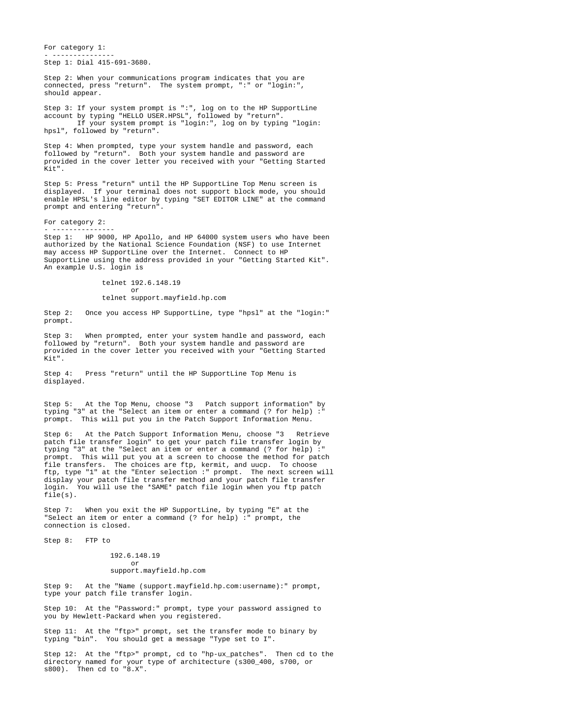For category 1:
- ---------------
Step 1: Dial 415-691-3680.

Step 2: When your communications program indicates that you are connected, press "return". The system prompt, ":" or "login:", should appear.

Step 3: If your system prompt is ":", log on to the HP SupportLine account by typing "HELLO USER.HPSL", followed by "return".
If your system prompt is "login:", log on by typing "login: hpsl", followed by "return".

Step 4: When prompted, type your system handle and password, each followed by "return". Both your system handle and password are provided in the cover letter you received with your "Getting Started Kit".

Step 5: Press "return" until the HP SupportLine Top Menu screen is displayed. If your terminal does not support block mode, you should enable HPSL's line editor by typing "SET EDITOR LINE" at the command prompt and entering "return".

For category 2:
- ---------------
Step 1: HP 9000, HP Apollo, and HP 64000 system users who have been authorized by the National Science Foundation (NSF) to use Internet may access HP SupportLine over the Internet. Connect to HP SupportLine using the address provided in your "Getting Started Kit". An example U.S. login is

```
telnet 192.6.148.19
        or
telnet support.mayfield.hp.com
```

Step 2: Once you access HP SupportLine, type "hpsl" at the "login:" prompt.

Step 3: When prompted, enter your system handle and password, each followed by "return". Both your system handle and password are provided in the cover letter you received with your "Getting Started Kit".

Step 4: Press "return" until the HP SupportLine Top Menu is displayed.

Step 5: At the Top Menu, choose "3 Patch support information" by typing "3" at the "Select an item or enter a command (? for help) :" prompt. This will put you in the Patch Support Information Menu.

Step 6: At the Patch Support Information Menu, choose "3 Retrieve patch file transfer login" to get your patch file transfer login by typing "3" at the "Select an item or enter a command (? for help) :" prompt. This will put you at a screen to choose the method for patch file transfers. The choices are ftp, kermit, and uucp. To choose ftp, type "1" at the "Enter selection :" prompt. The next screen will display your patch file transfer method and your patch file transfer login. You will use the *SAME* patch file login when you ftp patch file(s).

Step 7: When you exit the HP SupportLine, by typing "E" at the "Select an item or enter a command (? for help) :" prompt, the connection is closed.

Step 8: FTP to

```
192.6.148.19
      or
support.mayfield.hp.com
```

Step 9: At the "Name (support.mayfield.hp.com:username):" prompt, type your patch file transfer login.

Step 10: At the "Password:" prompt, type your password assigned to you by Hewlett-Packard when you registered.

Step 11: At the "ftp>" prompt, set the transfer mode to binary by typing "bin". You should get a message "Type set to I".

Step 12: At the "ftp>" prompt, cd to "hp-ux_patches". Then cd to the directory named for your type of architecture (s300_400, s700, or s800). Then cd to "8.X".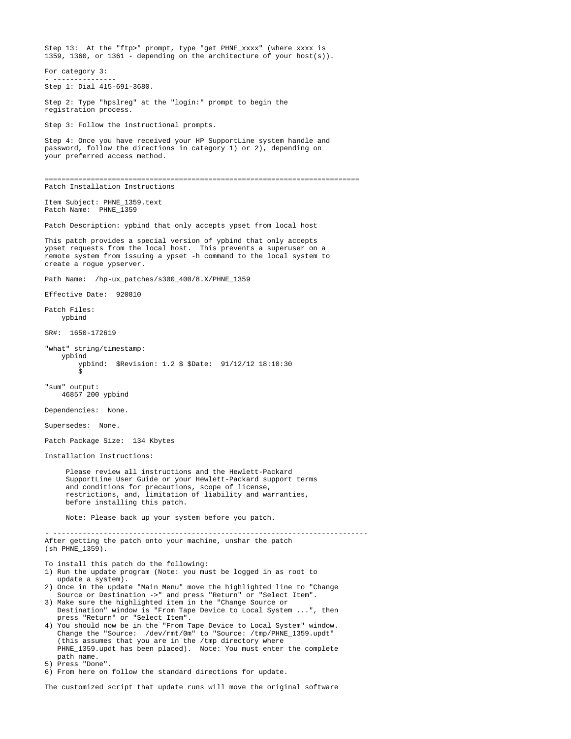Step 13: At the "ftp>" prompt, type "get PHNE_xxxx" (where xxxx is 1359, 1360, or 1361 - depending on the architecture of your host(s)).

For category 3:
- ---------------

Step 1: Dial 415-691-3680.

Step 2: Type "hpslreg" at the "login:" prompt to begin the registration process.

Step 3: Follow the instructional prompts.

Step 4: Once you have received your HP SupportLine system handle and password, follow the directions in category 1) or 2), depending on your preferred access method.

==========================================================================

Patch Installation Instructions

Item Subject: PHNE_1359.text
Patch Name: PHNE_1359

Patch Description: ypbind that only accepts ypset from local host

This patch provides a special version of ypbind that only accepts ypset requests from the local host. This prevents a superuser on a remote system from issuing a ypset -h command to the local system to create a rogue ypserver.

Path Name: /hp-ux_patches/s300_400/8.X/PHNE_1359

Effective Date: 920810

Patch Files:
    ypbind

SR#: 1650-172619

"what" string/timestamp:

```
    ypbind
        ypbind:  $Revision: 1.2 $ $Date:  91/12/12 18:10:30
        $
```

"sum" output:

```
    46857 200 ypbind
```

Dependencies: None.

Supersedes: None.

Patch Package Size: 134 Kbytes

Installation Instructions:

Please review all instructions and the Hewlett-Packard SupportLine User Guide or your Hewlett-Packard support terms and conditions for precautions, scope of license, restrictions, and, limitation of liability and warranties, before installing this patch.

Note: Please back up your system before you patch.

- --------------------------------------------------------------------------

After getting the patch onto your machine, unshar the patch (sh PHNE_1359).

To install this patch do the following:

1) Run the update program (Note: you must be logged in as root to update a system).
2) Once in the update "Main Menu" move the highlighted line to "Change Source or Destination ->" and press "Return" or "Select Item".
3) Make sure the highlighted item in the "Change Source or Destination" window is "From Tape Device to Local System ...", then press "Return" or "Select Item".
4) You should now be in the "From Tape Device to Local System" window. Change the "Source: /dev/rmt/0m" to "Source: /tmp/PHNE_1359.updt" (this assumes that you are in the /tmp directory where PHNE_1359.updt has been placed). Note: You must enter the complete path name.
5) Press "Done".
6) From here on follow the standard directions for update.

The customized script that update runs will move the original software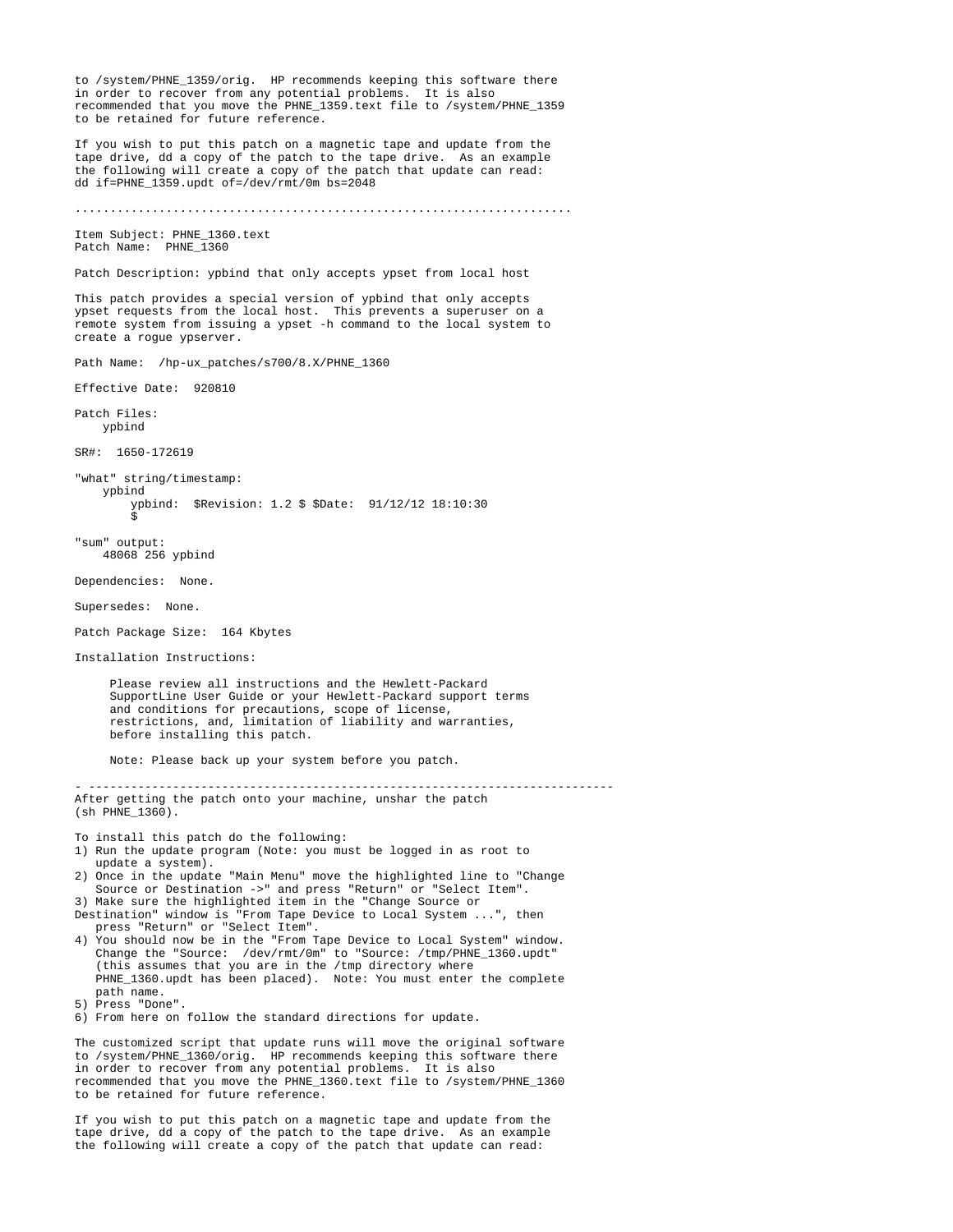to /system/PHNE_1359/orig.  HP recommends keeping this software there in order to recover from any potential problems.  It is also recommended that you move the PHNE_1359.text file to /system/PHNE_1359 to be retained for future reference.

If you wish to put this patch on a magnetic tape and update from the tape drive, dd a copy of the patch to the tape drive.  As an example the following will create a copy of the patch that update can read:
dd if=PHNE_1359.updt of=/dev/rmt/0m bs=2048

.......................................................................

Item Subject: PHNE_1360.text
Patch Name:  PHNE_1360

Patch Description: ypbind that only accepts ypset from local host

This patch provides a special version of ypbind that only accepts ypset requests from the local host.  This prevents a superuser on a remote system from issuing a ypset -h command to the local system to create a rogue ypserver.

Path Name:  /hp-ux_patches/s700/8.X/PHNE_1360

Effective Date:  920810

Patch Files:
    ypbind

SR#:  1650-172619

"what" string/timestamp:
    ypbind
        ypbind:  $Revision: 1.2 $ $Date:  91/12/12 18:10:30
        $

"sum" output:
    48068 256 ypbind

Dependencies:  None.

Supersedes:  None.

Patch Package Size:  164 Kbytes

Installation Instructions:

Please review all instructions and the Hewlett-Packard SupportLine User Guide or your Hewlett-Packard support terms and conditions for precautions, scope of license, restrictions, and, limitation of liability and warranties, before installing this patch.

Note: Please back up your system before you patch.

- --------------------------------------------------------------------------

After getting the patch onto your machine, unshar the patch (sh PHNE_1360).

To install this patch do the following:

1) Run the update program (Note: you must be logged in as root to update a system).
2) Once in the update "Main Menu" move the highlighted line to "Change Source or Destination ->" and press "Return" or "Select Item".
3) Make sure the highlighted item in the "Change Source or Destination" window is "From Tape Device to Local System ...", then press "Return" or "Select Item".
4) You should now be in the "From Tape Device to Local System" window. Change the "Source:  /dev/rmt/0m" to "Source: /tmp/PHNE_1360.updt" (this assumes that you are in the /tmp directory where PHNE_1360.updt has been placed).  Note: You must enter the complete path name.
5) Press "Done".
6) From here on follow the standard directions for update.

The customized script that update runs will move the original software to /system/PHNE_1360/orig.  HP recommends keeping this software there in order to recover from any potential problems.  It is also recommended that you move the PHNE_1360.text file to /system/PHNE_1360 to be retained for future reference.

If you wish to put this patch on a magnetic tape and update from the tape drive, dd a copy of the patch to the tape drive.  As an example the following will create a copy of the patch that update can read: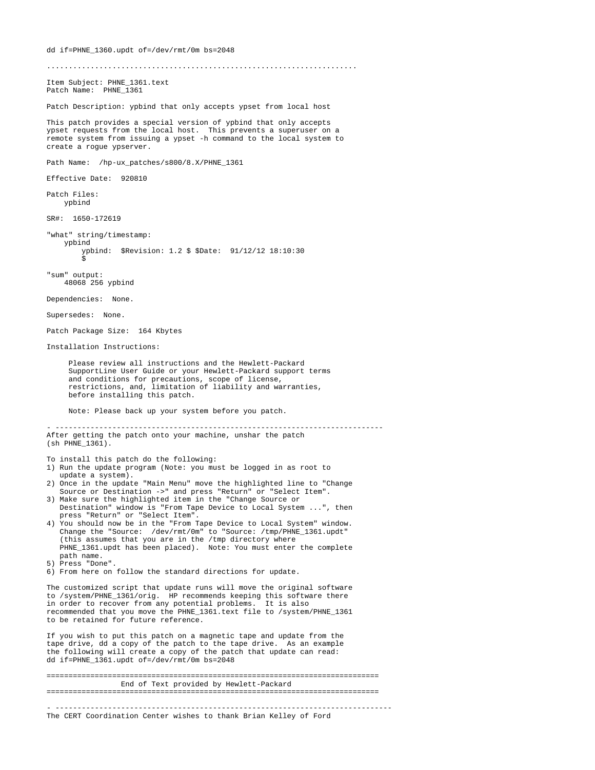dd if=PHNE_1360.updt of=/dev/rmt/0m bs=2048

.......................................................................

Item Subject: PHNE_1361.text
Patch Name:  PHNE_1361

Patch Description: ypbind that only accepts ypset from local host

This patch provides a special version of ypbind that only accepts
ypset requests from the local host.  This prevents a superuser on a
remote system from issuing a ypset -h command to the local system to
create a rogue ypserver.

Path Name:  /hp-ux_patches/s800/8.X/PHNE_1361

Effective Date:  920810

Patch Files:
    ypbind

SR#:  1650-172619

"what" string/timestamp:
    ypbind
        ypbind:  $Revision: 1.2 $ $Date:  91/12/12 18:10:30
        $

"sum" output:
    48068 256 ypbind

Dependencies:  None.

Supersedes:  None.

Patch Package Size:  164 Kbytes

Installation Instructions:

     Please review all instructions and the Hewlett-Packard
     SupportLine User Guide or your Hewlett-Packard support terms
     and conditions for precautions, scope of license,
     restrictions, and, limitation of liability and warranties,
     before installing this patch.

     Note: Please back up your system before you patch.

- ---------------------------------------------------------------------------

After getting the patch onto your machine, unshar the patch
(sh PHNE_1361).

To install this patch do the following:
1) Run the update program (Note: you must be logged in as root to
   update a system).
2) Once in the update "Main Menu" move the highlighted line to "Change
   Source or Destination ->" and press "Return" or "Select Item".
3) Make sure the highlighted item in the "Change Source or
   Destination" window is "From Tape Device to Local System ...", then
   press "Return" or "Select Item".
4) You should now be in the "From Tape Device to Local System" window.
   Change the "Source:  /dev/rmt/0m" to "Source: /tmp/PHNE_1361.updt"
   (this assumes that you are in the /tmp directory where
   PHNE_1361.updt has been placed).  Note: You must enter the complete
   path name.
5) Press "Done".
6) From here on follow the standard directions for update.

The customized script that update runs will move the original software
to /system/PHNE_1361/orig.  HP recommends keeping this software there
in order to recover from any potential problems.  It is also
recommended that you move the PHNE_1361.text file to /system/PHNE_1361
to be retained for future reference.

If you wish to put this patch on a magnetic tape and update from the
tape drive, dd a copy of the patch to the tape drive.  As an example
the following will create a copy of the patch that update can read:
dd if=PHNE_1361.updt of=/dev/rmt/0m bs=2048

==========================================================================

End of Text provided by Hewlett-Packard

==========================================================================

- ---------------------------------------------------------------------------

The CERT Coordination Center wishes to thank Brian Kelley of Ford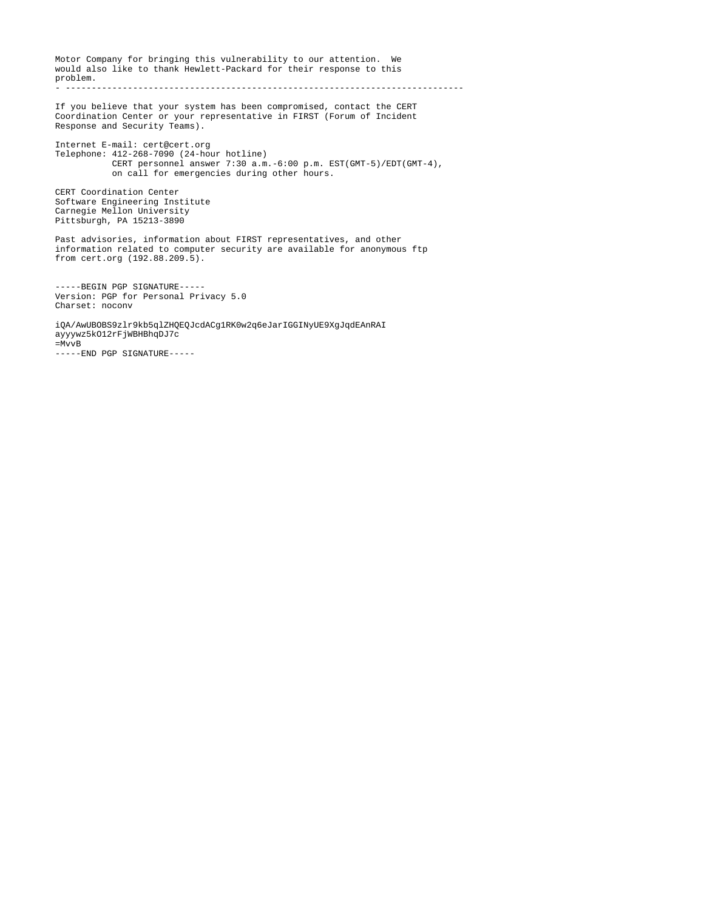Motor Company for bringing this vulnerability to our attention. We would also like to thank Hewlett-Packard for their response to this problem.

- ---------------------------------------------------------------------------

If you believe that your system has been compromised, contact the CERT Coordination Center or your representative in FIRST (Forum of Incident Response and Security Teams).

Internet E-mail: cert@cert.org
Telephone: 412-268-7090 (24-hour hotline)
CERT personnel answer 7:30 a.m.-6:00 p.m. EST(GMT-5)/EDT(GMT-4), on call for emergencies during other hours.

CERT Coordination Center
Software Engineering Institute
Carnegie Mellon University
Pittsburgh, PA 15213-3890

Past advisories, information about FIRST representatives, and other information related to computer security are available for anonymous ftp from cert.org (192.88.209.5).

```
-----BEGIN PGP SIGNATURE-----
Version: PGP for Personal Privacy 5.0
Charset: noconv

iQA/AwUBOBS9zlr9kb5qlZHQEQJcdACg1RK0w2q6eJarIGGINyUE9XgJqdEAnRAI
ayyywz5kO12rFjWBHBhqDJ7c
=MvvB
-----END PGP SIGNATURE-----
```